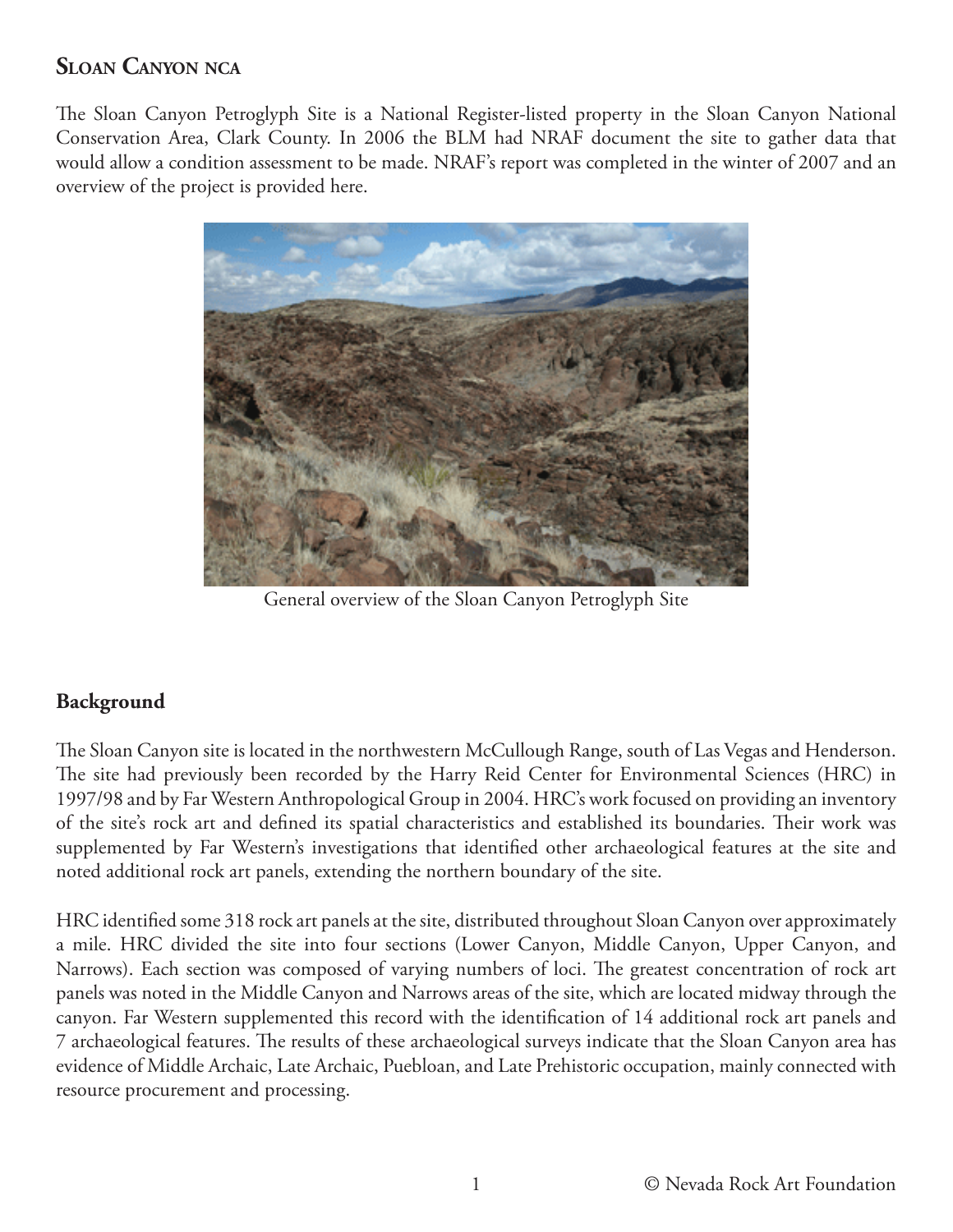## Sloan Canyon NCA

The Sloan Canyon Petroglyph Site is a National Register-listed property in the Sloan Canyon National Conservation Area, Clark County. In 2006 the BLM had NRAF document the site to gather data that would allow a condition assessment to be made. NRAF's report was completed in the winter of 2007 and an overview of the project is provided here.

General overview of the Sloan Canyon Petroglyph Site

### Background

The Sloan Canyon site is located in the northwestern McCullough Range, south of Las Vegas and Henderson. The site had previously been recorded by the Harry Reid Center for Environmental Sciences (HRC) in 1997/98 and by Far Western Anthropological Group in 2004. HRC's work focused on providing an inventory of the site's rock art and defined its spatial characteristics and established its boundaries. Their work was supplemented by Far Western's investigations that identified other archaeological features at the site and noted additional rock art panels, extending the northern boundary of the site.

HRC identified some 318 rock art panels at the site, distributed throughout Sloan Canyon over approximately a mile. HRC divided the site into four sections (Lower Canyon, Middle Canyon, Upper Canyon, and Narrows). Each section was composed of varying numbers of loci. The greatest concentration of rock art panels was noted in the Middle Canyon and Narrows areas of the site, which are located midway through the canyon. Far Western supplemented this record with the identification of 14 additional rock art panels and 7 archaeological features. The results of these archaeological surveys indicate that the Sloan Canyon area has evidence of Middle Archaic, Late Archaic, Puebloan, and Late Prehistoric occupation, mainly connected with resource procurement and processing.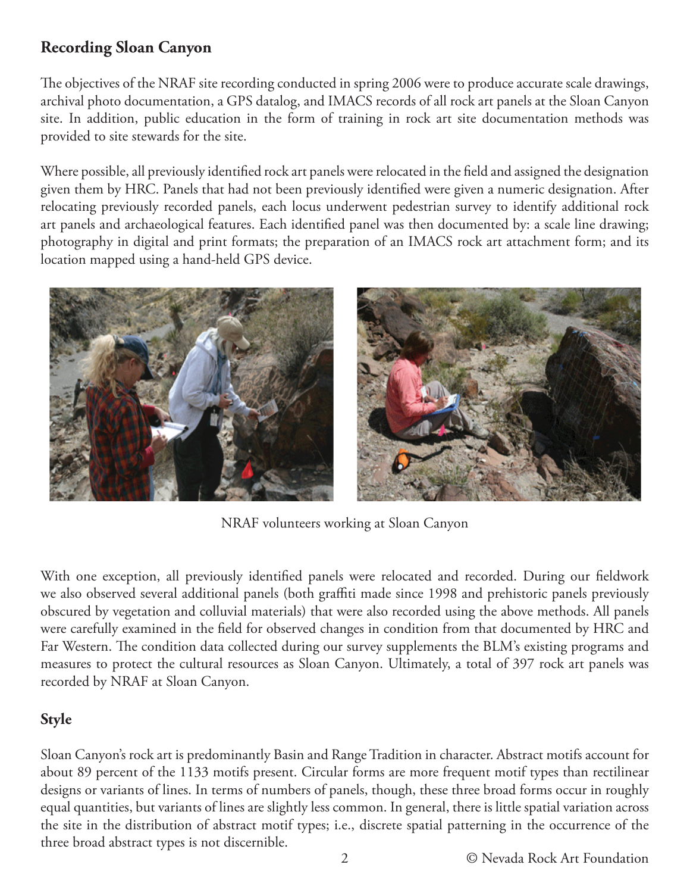## Recording Sloan Canyon

The objectives of the NRAF site recording conducted in spring 2006 were to produce accurate scale drawings, archival photo documentation, a GPS datalog, and IMACS records of all rock art panels at the Sloan Canyon site. In addition, public education in the form of training in rock art site documentation methods was provided to site stewards for the site.

Where possible, all previously identified rock art panels were relocated in the field and assigned the designation given them by HRC. Panels that had not been previously identified were given a numeric designation. After relocating previously recorded panels, each locus underwent pedestrian survey to identify additional rock art panels and archaeological features. Each identified panel was then documented by: a scale line drawing; photography in digital and print formats; the preparation of an IMACS rock art attachment form; and its location mapped using a hand-held GPS device.

NRAF volunteers working at Sloan Canyon

With one exception, all previously identified panels were relocated and recorded. During our fieldwork we also observed several additional panels (both graffiti made since 1998 and prehistoric panels previously obscured by vegetation and colluvial materials) that were also recorded using the above methods. All panels were carefully examined in the field for observed changes in condition from that documented by HRC and Far Western. The condition data collected during our survey supplements the BLM's existing programs and measures to protect the cultural resources as Sloan Canyon. Ultimately, a total of 397 rock art panels was recorded by NRAF at Sloan Canyon.

## Style

Sloan Canyon's rock art is predominantly Basin and Range Tradition in character. Abstract motifs account for about 89 percent of the 1133 motifs present. Circular forms are more frequent motif types than rectilinear designs or variants of lines. In terms of numbers of panels, though, these three broad forms occur in roughly equal quantities, but variants of lines are slightly less common. In general, there is little spatial variation across the site in the distribution of abstract motif types; i.e., discrete spatial patterning in the occurrence of the three broad abstract types is not discernible.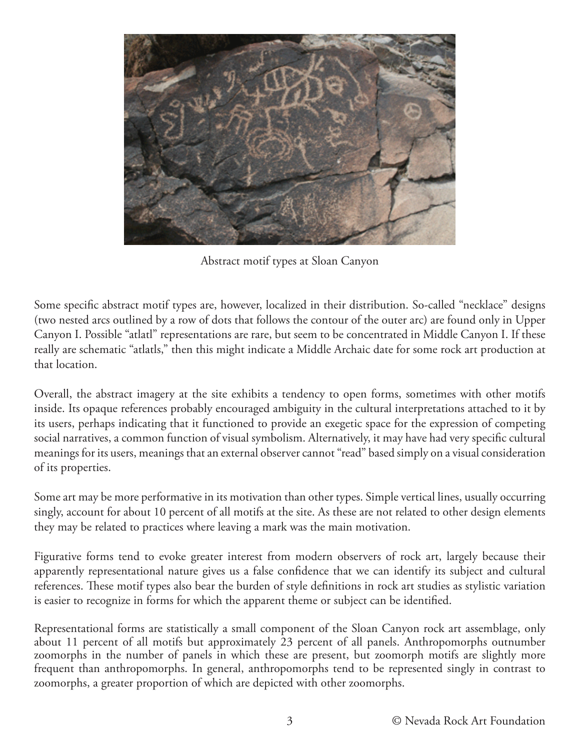Abstract motif types at Sloan Canyon

Some specific abstract motif types are, however, localized in their distribution. So-called "necklace" designs (two nested arcs outlined by a row of dots that follows the contour of the outer arc) are found only in Upper Canyon I. Possible "atlatl" representations are rare, but seem to be concentrated in Middle Canyon I. If these really are schematic "atlatls," then this might indicate a Middle Archaic date for some rock art production at that location.

Overall, the abstract imagery at the site exhibits a tendency to open forms, sometimes with other motifs inside. Its opaque references probably encouraged ambiguity in the cultural interpretations attached to it by its users, perhaps indicating that it functioned to provide an exegetic space for the expression of competing social narratives, a common function of visual symbolism. Alternatively, it may have had very specific cultural meanings for its users, meanings that an external observer cannot "read" based simply on a visual consideration of its properties.

Some art may be more performative in its motivation than other types. Simple vertical lines, usually occurring singly, account for about 10 percent of all motifs at the site. As these are not related to other design elements they may be related to practices where leaving a mark was the main motivation.

Figurative forms tend to evoke greater interest from modern observers of rock art, largely because their apparently representational nature gives us a false confidence that we can identify its subject and cultural references. These motif types also bear the burden of style definitions in rock art studies as stylistic variation is easier to recognize in forms for which the apparent theme or subject can be identified.

Representational forms are statistically a small component of the Sloan Canyon rock art assemblage, only about 11 percent of all motifs but approximately 23 percent of all panels. Anthropomorphs outnumber zoomorphs in the number of panels in which these are present, but zoomorph motifs are slightly more frequent than anthropomorphs. In general, anthropomorphs tend to be represented singly in contrast to zoomorphs, a greater proportion of which are depicted with other zoomorphs.

© Nevada Rock Art Foundation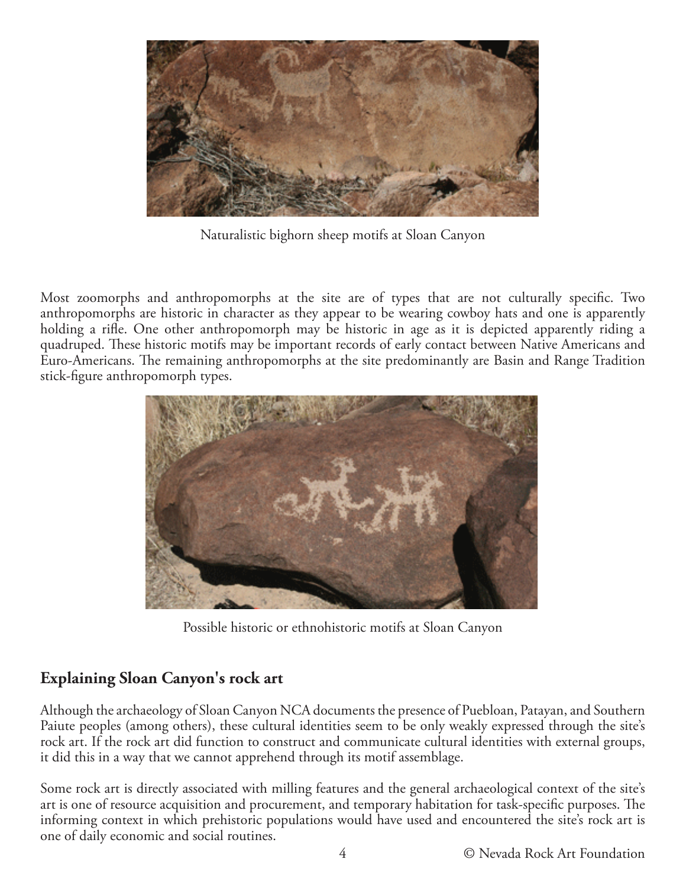Naturalistic bighorn sheep motifs at Sloan Canyon

Most zoomorphs and anthropomorphs at the site are of types that are not culturally specific. Two anthropomorphs are historic in character as they appear to be wearing cowboy hats and one is apparently holding a rifle. One other anthropomorph may be historic in age as it is depicted apparently riding a quadruped. These historic motifs may be important records of early contact between Native Americans and Euro-Americans. The remaining anthropomorphs at the site predominantly are Basin and Range Tradition stick-figure anthropomorph types.

Possible historic or ethnohistoric motifs at Sloan Canyon

## Explaining Sloan Canyon's rock art

Although the archaeology of Sloan Canyon NCA documents the presence of Puebloan, Patayan, and Southern Paiute peoples (among others), these cultural identities seem to be only weakly expressed through the site's rock art. If the rock art did function to construct and communicate cultural identities with external groups, it did this in a way that we cannot apprehend through its motif assemblage.

Some rock art is directly associated with milling features and the general archaeological context of the site's art is one of resource acquisition and procurement, and temporary habitation for task-specific purposes. The informing context in which prehistoric populations would have used and encountered the site's rock art is one of daily economic and social routines.

© Nevada Rock Art Foundation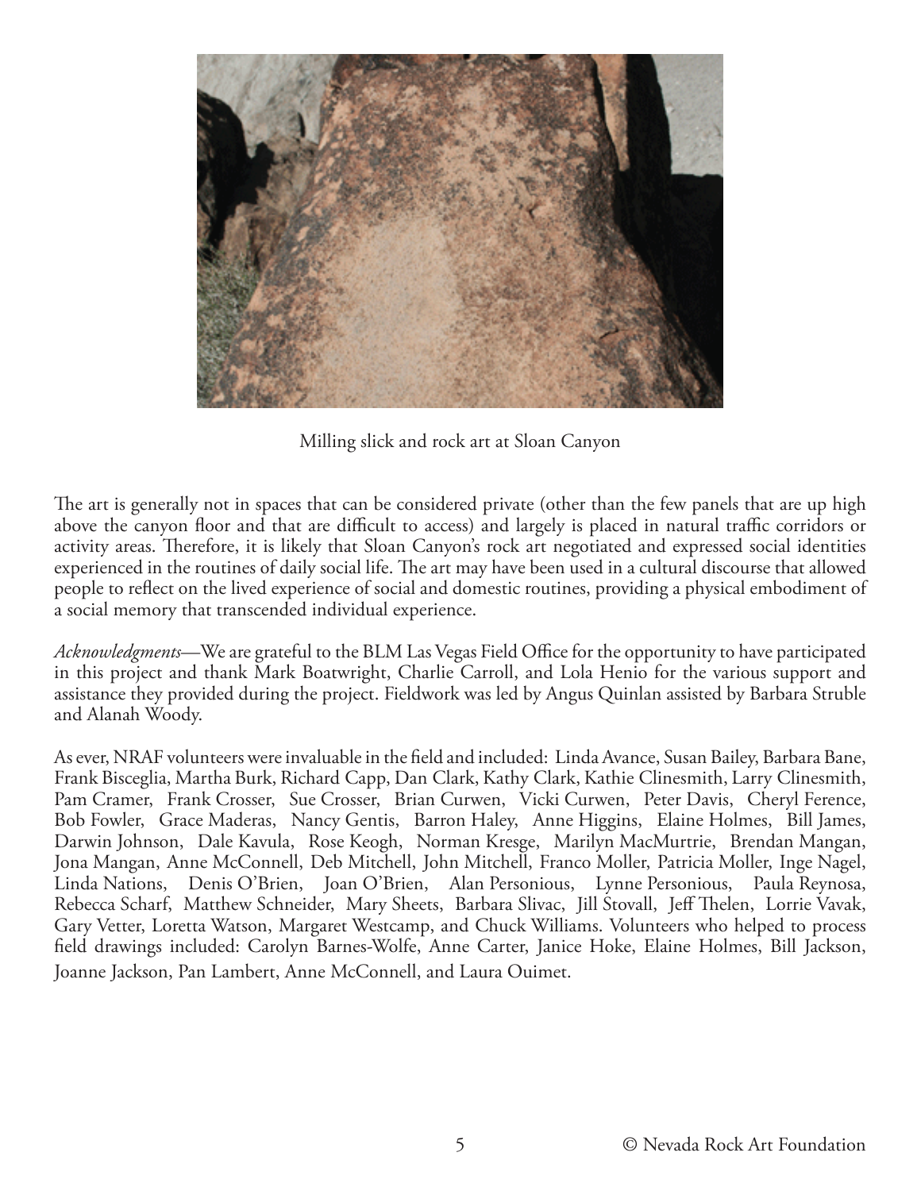Milling slick and rock art at Sloan Canyon

The art is generally not in spaces that can be considered private (other than the few panels that are up high above the canyon floor and that are difficult to access) and largely is placed in natural traffic corridors or activity areas. Therefore, it is likely that Sloan Canyon's rock art negotiated and expressed social identities experienced in the routines of daily social life. The art may have been used in a cultural discourse that allowed people to reflect on the lived experience of social and domestic routines, providing a physical embodiment of a social memory that transcended individual experience.

*Acknowledgments*—We are grateful to the BLM Las Vegas Field Office for the opportunity to have participated in this project and thank Mark Boatwright, Charlie Carroll, and Lola Henio for the various support and assistance they provided during the project. Fieldwork was led by Angus Quinlan assisted by Barbara Struble and Alanah Woody.

As ever, NRAF volunteers were invaluable in the field and included: Linda Avance, Susan Bailey, Barbara Bane, Frank Bisceglia, Martha Burk, Richard Capp, Dan Clark, Kathy Clark, Kathie Clinesmith, Larry Clinesmith, Pam Cramer, Frank Crosser, Sue Crosser, Brian Curwen, Vicki Curwen, Peter Davis, Cheryl Ference, Bob Fowler, Grace Maderas, Nancy Gentis, Barron Haley, Anne Higgins, Elaine Holmes, Bill James, Darwin Johnson, Dale Kavula, Rose Keogh, Norman Kresge, Marilyn MacMurtrie, Brendan Mangan, Jona Mangan, Anne McConnell, Deb Mitchell, John Mitchell, Franco Moller, Patricia Moller, Inge Nagel, Linda Nations, Denis O'Brien, Joan O'Brien, Alan Personious, Lynne Personious, Paula Reynosa, Rebecca Scharf, Matthew Schneider, Mary Sheets, Barbara Slivac, Jill Stovall, Jeff Thelen, Lorrie Vavak, Gary Vetter, Loretta Watson, Margaret Westcamp, and Chuck Williams. Volunteers who helped to process field drawings included: Carolyn Barnes-Wolfe, Anne Carter, Janice Hoke, Elaine Holmes, Bill Jackson, Joanne Jackson, Pan Lambert, Anne McConnell, and Laura Ouimet.

© Nevada Rock Art Foundation